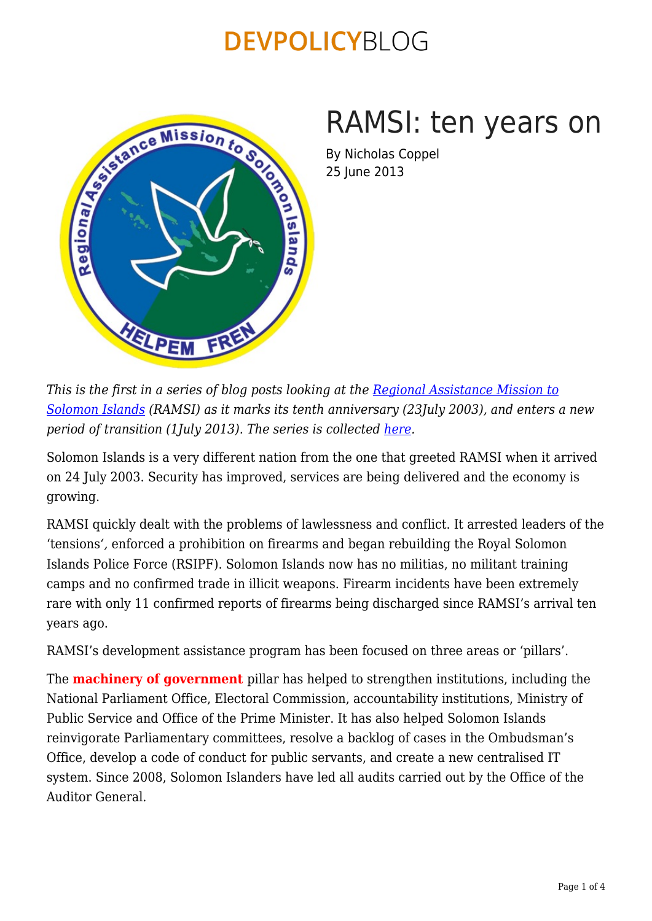# RAMSI: ten years on

By Nicholas Coppel
25 June 2013

*This is the first in a series of blog posts looking at the [Regional Assistance Mission to Solomon Islands](#) (RAMSI) as it marks its tenth anniversary (23July 2003), and enters a new period of transition (1July 2013). The series is collected [here](#).*

Solomon Islands is a very different nation from the one that greeted RAMSI when it arrived on 24 July 2003. Security has improved, services are being delivered and the economy is growing.

RAMSI quickly dealt with the problems of lawlessness and conflict. It arrested leaders of the 'tensions', enforced a prohibition on firearms and began rebuilding the Royal Solomon Islands Police Force (RSIPF). Solomon Islands now has no militias, no militant training camps and no confirmed trade in illicit weapons. Firearm incidents have been extremely rare with only 11 confirmed reports of firearms being discharged since RAMSI's arrival ten years ago.

RAMSI's development assistance program has been focused on three areas or 'pillars'.

The **machinery of government** pillar has helped to strengthen institutions, including the National Parliament Office, Electoral Commission, accountability institutions, Ministry of Public Service and Office of the Prime Minister. It has also helped Solomon Islands reinvigorate Parliamentary committees, resolve a backlog of cases in the Ombudsman's Office, develop a code of conduct for public servants, and create a new centralised IT system. Since 2008, Solomon Islanders have led all audits carried out by the Office of the Auditor General.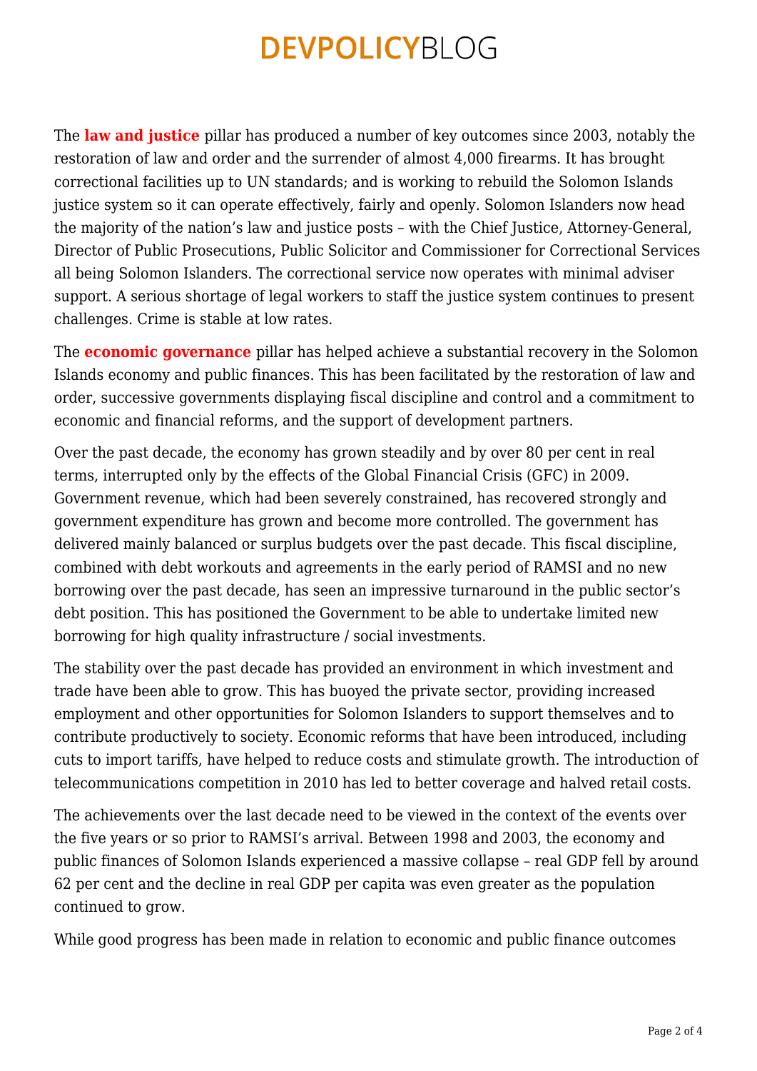The **law and justice** pillar has produced a number of key outcomes since 2003, notably the restoration of law and order and the surrender of almost 4,000 firearms. It has brought correctional facilities up to UN standards; and is working to rebuild the Solomon Islands justice system so it can operate effectively, fairly and openly. Solomon Islanders now head the majority of the nation's law and justice posts – with the Chief Justice, Attorney-General, Director of Public Prosecutions, Public Solicitor and Commissioner for Correctional Services all being Solomon Islanders. The correctional service now operates with minimal adviser support. A serious shortage of legal workers to staff the justice system continues to present challenges. Crime is stable at low rates.

The **economic governance** pillar has helped achieve a substantial recovery in the Solomon Islands economy and public finances. This has been facilitated by the restoration of law and order, successive governments displaying fiscal discipline and control and a commitment to economic and financial reforms, and the support of development partners.

Over the past decade, the economy has grown steadily and by over 80 per cent in real terms, interrupted only by the effects of the Global Financial Crisis (GFC) in 2009. Government revenue, which had been severely constrained, has recovered strongly and government expenditure has grown and become more controlled. The government has delivered mainly balanced or surplus budgets over the past decade. This fiscal discipline, combined with debt workouts and agreements in the early period of RAMSI and no new borrowing over the past decade, has seen an impressive turnaround in the public sector's debt position. This has positioned the Government to be able to undertake limited new borrowing for high quality infrastructure / social investments.

The stability over the past decade has provided an environment in which investment and trade have been able to grow. This has buoyed the private sector, providing increased employment and other opportunities for Solomon Islanders to support themselves and to contribute productively to society. Economic reforms that have been introduced, including cuts to import tariffs, have helped to reduce costs and stimulate growth. The introduction of telecommunications competition in 2010 has led to better coverage and halved retail costs.

The achievements over the last decade need to be viewed in the context of the events over the five years or so prior to RAMSI's arrival. Between 1998 and 2003, the economy and public finances of Solomon Islands experienced a massive collapse – real GDP fell by around 62 per cent and the decline in real GDP per capita was even greater as the population continued to grow.

While good progress has been made in relation to economic and public finance outcomes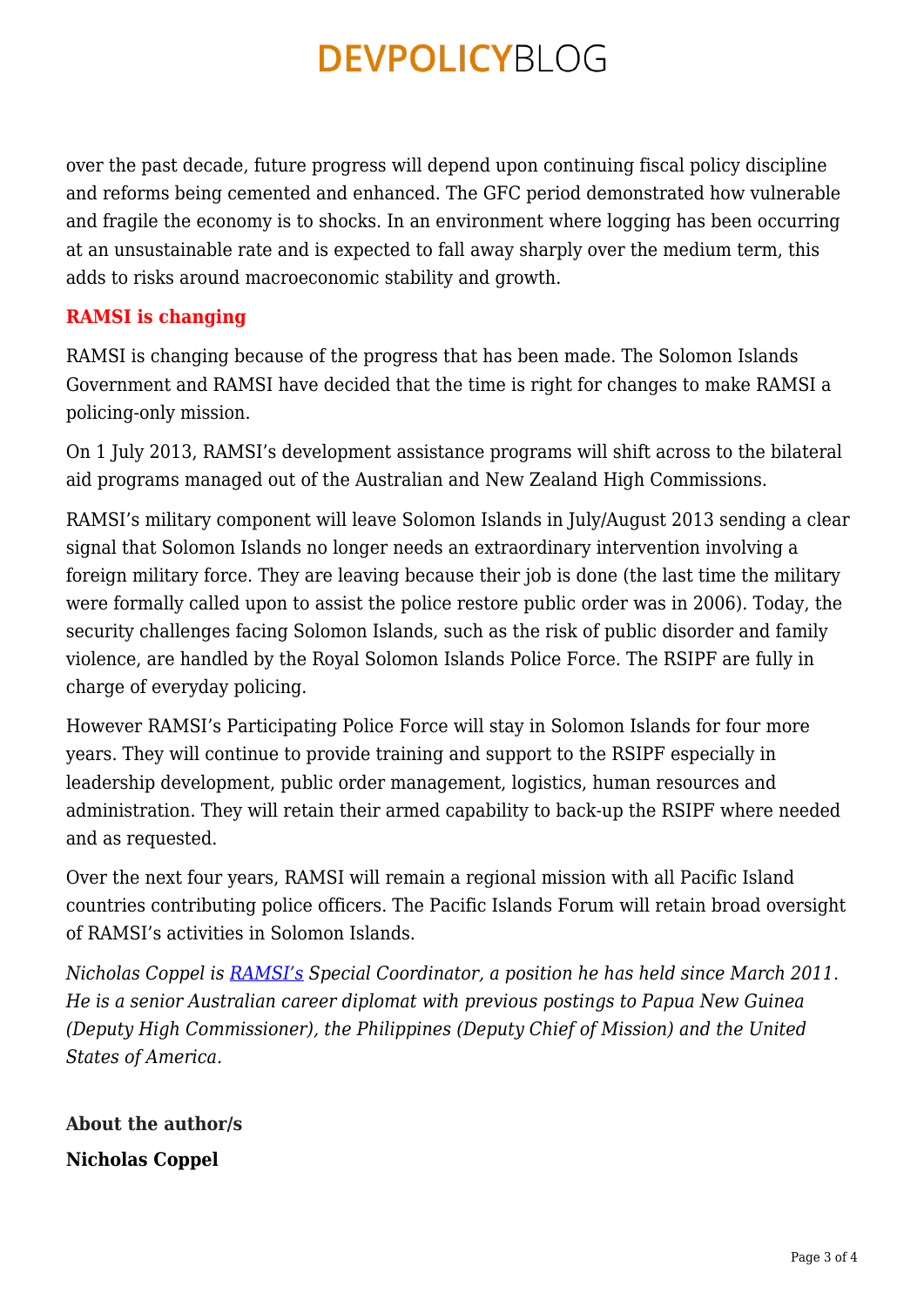over the past decade, future progress will depend upon continuing fiscal policy discipline and reforms being cemented and enhanced. The GFC period demonstrated how vulnerable and fragile the economy is to shocks. In an environment where logging has been occurring at an unsustainable rate and is expected to fall away sharply over the medium term, this adds to risks around macroeconomic stability and growth.

## RAMSI is changing

RAMSI is changing because of the progress that has been made. The Solomon Islands Government and RAMSI have decided that the time is right for changes to make RAMSI a policing-only mission.

On 1 July 2013, RAMSI's development assistance programs will shift across to the bilateral aid programs managed out of the Australian and New Zealand High Commissions.

RAMSI's military component will leave Solomon Islands in July/August 2013 sending a clear signal that Solomon Islands no longer needs an extraordinary intervention involving a foreign military force. They are leaving because their job is done (the last time the military were formally called upon to assist the police restore public order was in 2006). Today, the security challenges facing Solomon Islands, such as the risk of public disorder and family violence, are handled by the Royal Solomon Islands Police Force. The RSIPF are fully in charge of everyday policing.

However RAMSI's Participating Police Force will stay in Solomon Islands for four more years. They will continue to provide training and support to the RSIPF especially in leadership development, public order management, logistics, human resources and administration. They will retain their armed capability to back-up the RSIPF where needed and as requested.

Over the next four years, RAMSI will remain a regional mission with all Pacific Island countries contributing police officers. The Pacific Islands Forum will retain broad oversight of RAMSI's activities in Solomon Islands.

*Nicholas Coppel is RAMSI's Special Coordinator, a position he has held since March 2011. He is a senior Australian career diplomat with previous postings to Papua New Guinea (Deputy High Commissioner), the Philippines (Deputy Chief of Mission) and the United States of America.*

**About the author/s**

**Nicholas Coppel**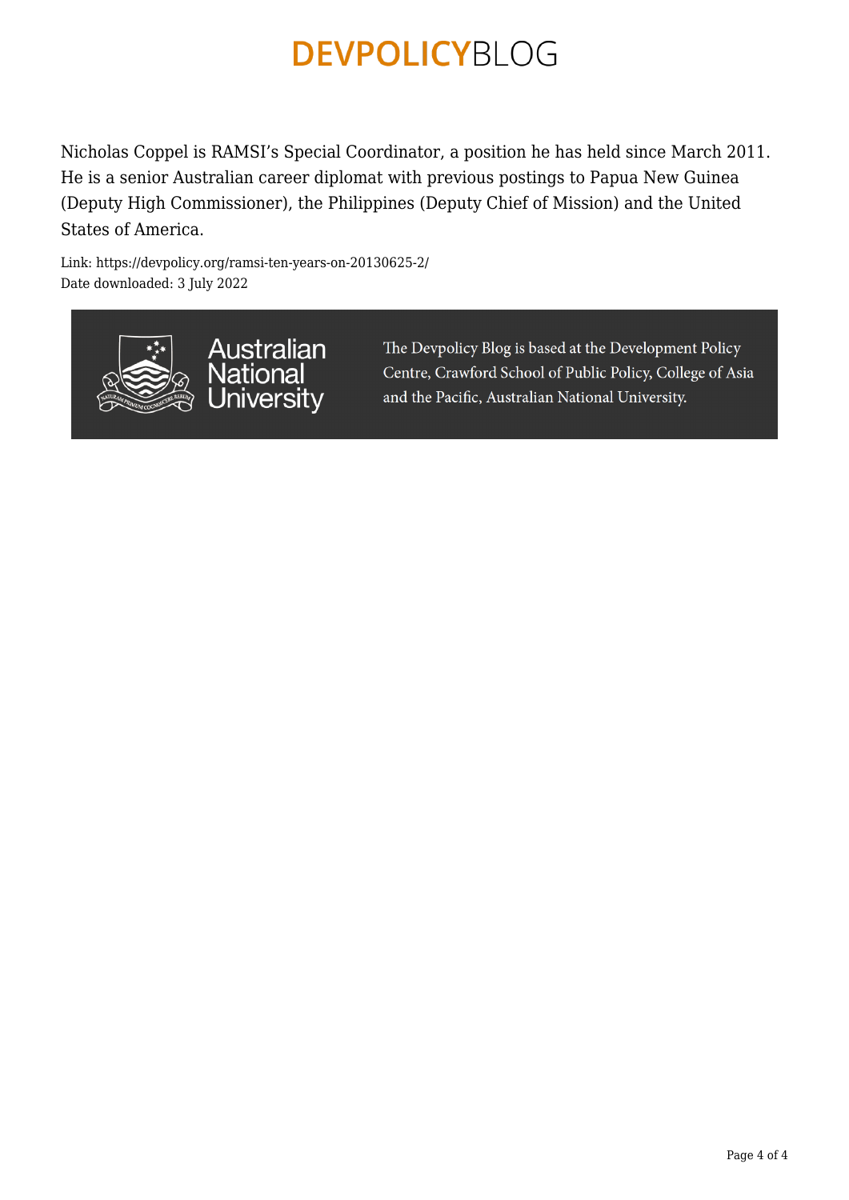Nicholas Coppel is RAMSI's Special Coordinator, a position he has held since March 2011. He is a senior Australian career diplomat with previous postings to Papua New Guinea (Deputy High Commissioner), the Philippines (Deputy Chief of Mission) and the United States of America.

Link: https://devpolicy.org/ramsi-ten-years-on-20130625-2/
Date downloaded: 3 July 2022

Australian National University

The Devpolicy Blog is based at the Development Policy Centre, Crawford School of Public Policy, College of Asia and the Pacific, Australian National University.